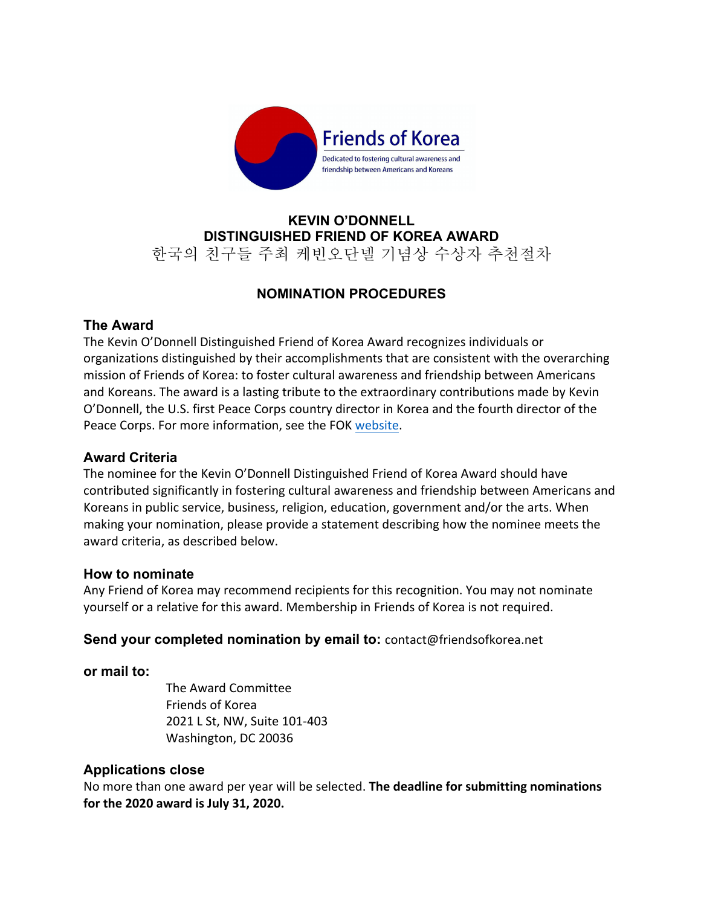Friends of Korea

Dedicated to fostering cultural awareness and friendship between Americans and Koreans

# KEVIN O'DONNELL DISTINGUISHED FRIEND OF KOREA AWARD

한국의 친구들 주최 케빈오단넬 기념상 수상자 추천절차

## NOMINATION PROCEDURES

### The Award

The Kevin O'Donnell Distinguished Friend of Korea Award recognizes individuals or organizations distinguished by their accomplishments that are consistent with the overarching mission of Friends of Korea: to foster cultural awareness and friendship between Americans and Koreans. The award is a lasting tribute to the extraordinary contributions made by Kevin O'Donnell, the U.S. first Peace Corps country director in Korea and the fourth director of the Peace Corps. For more information, see the FOK website.

### Award Criteria

The nominee for the Kevin O'Donnell Distinguished Friend of Korea Award should have contributed significantly in fostering cultural awareness and friendship between Americans and Koreans in public service, business, religion, education, government and/or the arts. When making your nomination, please provide a statement describing how the nominee meets the award criteria, as described below.

### How to nominate

Any Friend of Korea may recommend recipients for this recognition. You may not nominate yourself or a relative for this award. Membership in Friends of Korea is not required.

**Send your completed nomination by email to:** contact@friendsofkorea.net

**or mail to:**

The Award Committee
Friends of Korea
2021 L St, NW, Suite 101-403
Washington, DC 20036

### Applications close

No more than one award per year will be selected. **The deadline for submitting nominations for the 2020 award is July 31, 2020.**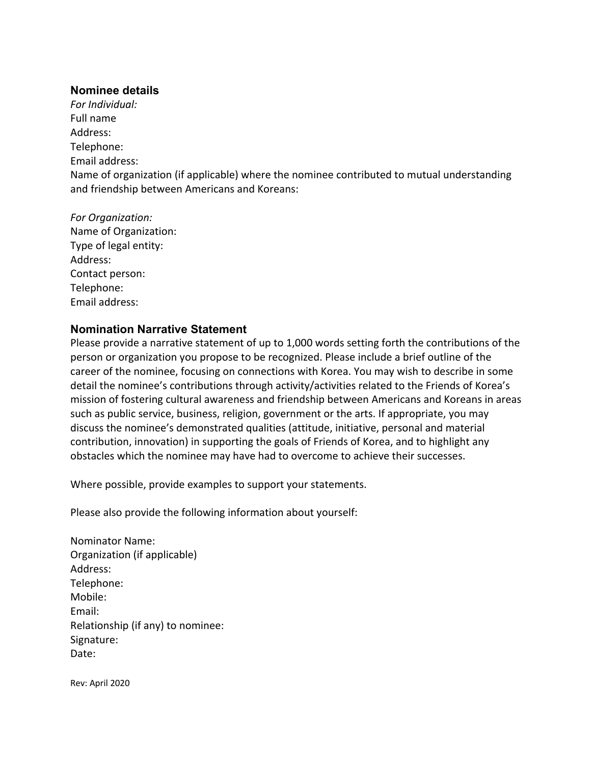## Nominee details

*For Individual:*
Full name
Address:
Telephone:
Email address:
Name of organization (if applicable) where the nominee contributed to mutual understanding and friendship between Americans and Koreans:

*For Organization:*
Name of Organization:
Type of legal entity:
Address:
Contact person:
Telephone:
Email address:

## Nomination Narrative Statement

Please provide a narrative statement of up to 1,000 words setting forth the contributions of the person or organization you propose to be recognized. Please include a brief outline of the career of the nominee, focusing on connections with Korea. You may wish to describe in some detail the nominee's contributions through activity/activities related to the Friends of Korea's mission of fostering cultural awareness and friendship between Americans and Koreans in areas such as public service, business, religion, government or the arts. If appropriate, you may discuss the nominee's demonstrated qualities (attitude, initiative, personal and material contribution, innovation) in supporting the goals of Friends of Korea, and to highlight any obstacles which the nominee may have had to overcome to achieve their successes.

Where possible, provide examples to support your statements.

Please also provide the following information about yourself:

Nominator Name:
Organization (if applicable)
Address:
Telephone:
Mobile:
Email:
Relationship (if any) to nominee:
Signature:
Date:

Rev: April 2020